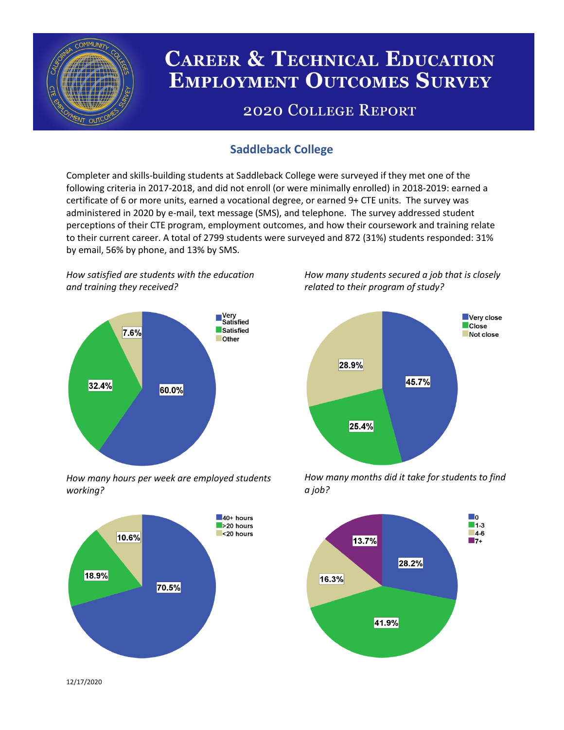# Career & Technical Education Employment Outcomes Survey

## 2020 College Report

## Saddleback College

Completer and skills-building students at Saddleback College were surveyed if they met one of the following criteria in 2017-2018, and did not enroll (or were minimally enrolled) in 2018-2019: earned a certificate of 6 or more units, earned a vocational degree, or earned 9+ CTE units. The survey was administered in 2020 by e-mail, text message (SMS), and telephone. The survey addressed student perceptions of their CTE program, employment outcomes, and how their coursework and training relate to their current career. A total of 2799 students were surveyed and 872 (31%) students responded: 31% by email, 56% by phone, and 13% by SMS.

*How satisfied are students with the education and training they received?*

| Response | Percent |
|---|---|
| Very Satisfied | 60.0% |
| Satisfied | 32.4% |
| Other | 7.6% |

*How many students secured a job that is closely related to their program of study?*

| Response | Percent |
|---|---|
| Very close | 45.7% |
| Close | 25.4% |
| Not close | 28.9% |

*How many hours per week are employed students working?*

| Response | Percent |
|---|---|
| 40+ hours | 70.5% |
| >20 hours | 18.9% |
| <20 hours | 10.6% |

*How many months did it take for students to find a job?*

| Months | Percent |
|---|---|
| 0 | 28.2% |
| 1-3 | 41.9% |
| 4-6 | 16.3% |
| 7+ | 13.7% |

12/17/2020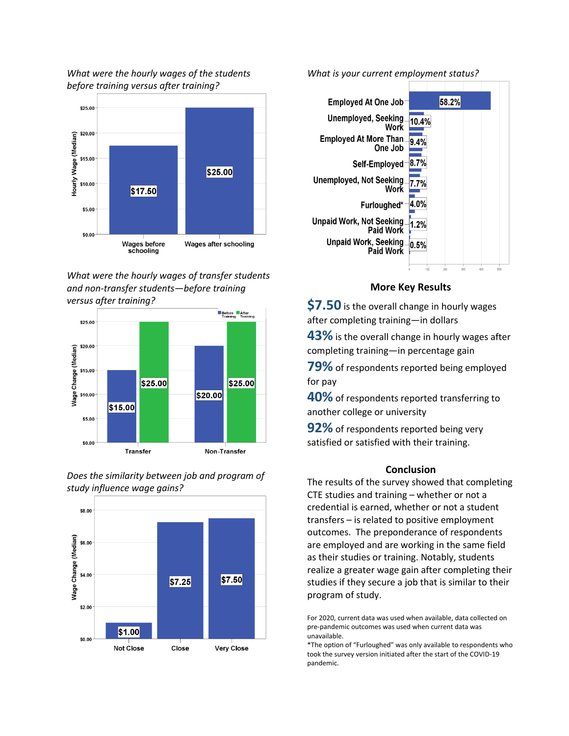*What were the hourly wages of the students before training versus after training?*

Hourly Wage (Median)

$25.00
$20.00
$15.00
$10.00
$5.00
$0.00

$17.50
$25.00

Wages before schooling
Wages after schooling

*What were the hourly wages of transfer students and non-transfer students—before training versus after training?*

Before Training
After Training

Wage Change (Median)

$25.00
$20.00
$15.00
$10.00
$5.00
$0.00

$15.00
$25.00
$20.00
$25.00

Transfer
Non-Transfer

*Does the similarity between job and program of study influence wage gains?*

Wage Change (Median)

$8.00
$6.00
$4.00
$2.00
$0.00

$1.00
$7.25
$7.50

Not Close
Close
Very Close

*What is your current employment status?*

Employed At One Job 58.2%
Unemployed, Seeking Work 10.4%
Employed At More Than One Job 9.4%
Self-Employed 8.7%
Unemployed, Not Seeking Work 7.7%
Furloughed* 4.0%
Unpaid Work, Not Seeking Paid Work 1.2%
Unpaid Work, Seeking Paid Work 0.5%

0 100 200 300 400 500

### More Key Results

**$7.50** is the overall change in hourly wages after completing training—in dollars

**43%** is the overall change in hourly wages after completing training—in percentage gain

**79%** of respondents reported being employed for pay

**40%** of respondents reported transferring to another college or university

**92%** of respondents reported being very satisfied or satisfied with their training.

### Conclusion

The results of the survey showed that completing CTE studies and training – whether or not a credential is earned, whether or not a student transfers – is related to positive employment outcomes. The preponderance of respondents are employed and are working in the same field as their studies or training. Notably, students realize a greater wage gain after completing their studies if they secure a job that is similar to their program of study.

For 2020, current data was used when available, data collected on pre-pandemic outcomes was used when current data was unavailable.

*The option of "Furloughed" was only available to respondents who took the survey version initiated after the start of the COVID-19 pandemic.